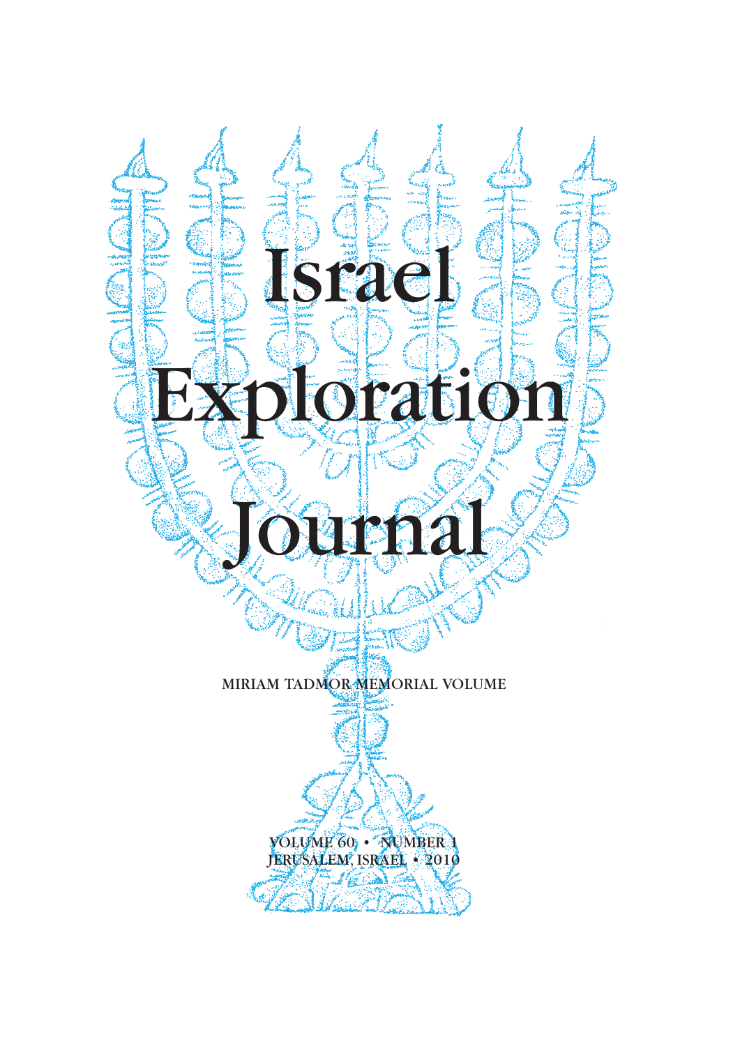# Israel Exploration Journal

MIRIAM TADMOR MEMORIAL VOLUME

VOLUME 60 • NUMBER 1
JERUSALEM, ISRAEL • 2010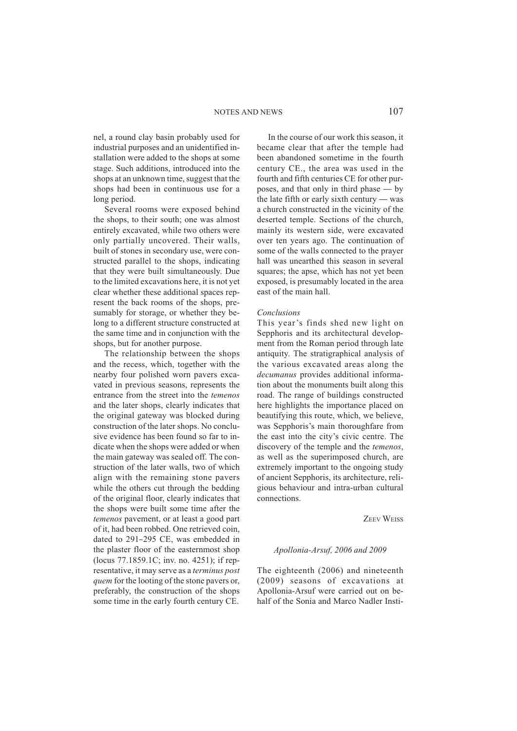nel, a round clay basin probably used for industrial purposes and an unidentified installation were added to the shops at some stage. Such additions, introduced into the shops at an unknown time, suggest that the shops had been in continuous use for a long period.

Several rooms were exposed behind the shops, to their south; one was almost entirely excavated, while two others were only partially uncovered. Their walls, built of stones in secondary use, were constructed parallel to the shops, indicating that they were built simultaneously. Due to the limited excavations here, it is not yet clear whether these additional spaces represent the back rooms of the shops, presumably for storage, or whether they belong to a different structure constructed at the same time and in conjunction with the shops, but for another purpose.

The relationship between the shops and the recess, which, together with the nearby four polished worn pavers excavated in previous seasons, represents the entrance from the street into the *temenos* and the later shops, clearly indicates that the original gateway was blocked during construction of the later shops. No conclusive evidence has been found so far to indicate when the shops were added or when the main gateway was sealed off. The construction of the later walls, two of which align with the remaining stone pavers while the others cut through the bedding of the original floor, clearly indicates that the shops were built some time after the *temenos* pavement, or at least a good part of it, had been robbed. One retrieved coin, dated to 291–295 CE, was embedded in the plaster floor of the easternmost shop (locus 77.1859.1C; inv. no. 4251); if representative, it may serve as a *terminus post quem* for the looting of the stone pavers or, preferably, the construction of the shops some time in the early fourth century CE.

In the course of our work this season, it became clear that after the temple had been abandoned sometime in the fourth century CE., the area was used in the fourth and fifth centuries CE for other purposes, and that only in third phase — by the late fifth or early sixth century — was a church constructed in the vicinity of the deserted temple. Sections of the church, mainly its western side, were excavated over ten years ago. The continuation of some of the walls connected to the prayer hall was unearthed this season in several squares; the apse, which has not yet been exposed, is presumably located in the area east of the main hall.

### *Conclusions*

This year's finds shed new light on Sepphoris and its architectural development from the Roman period through late antiquity. The stratigraphical analysis of the various excavated areas along the *decumanus* provides additional information about the monuments built along this road. The range of buildings constructed here highlights the importance placed on beautifying this route, which, we believe, was Sepphoris's main thoroughfare from the east into the city's civic centre. The discovery of the temple and the *temenos*, as well as the superimposed church, are extremely important to the ongoing study of ancient Sepphoris, its architecture, religious behaviour and intra-urban cultural connections.

ZEEV WEISS

## *Apollonia-Arsuf, 2006 and 2009*

The eighteenth (2006) and nineteenth (2009) seasons of excavations at Apollonia-Arsuf were carried out on behalf of the Sonia and Marco Nadler Insti-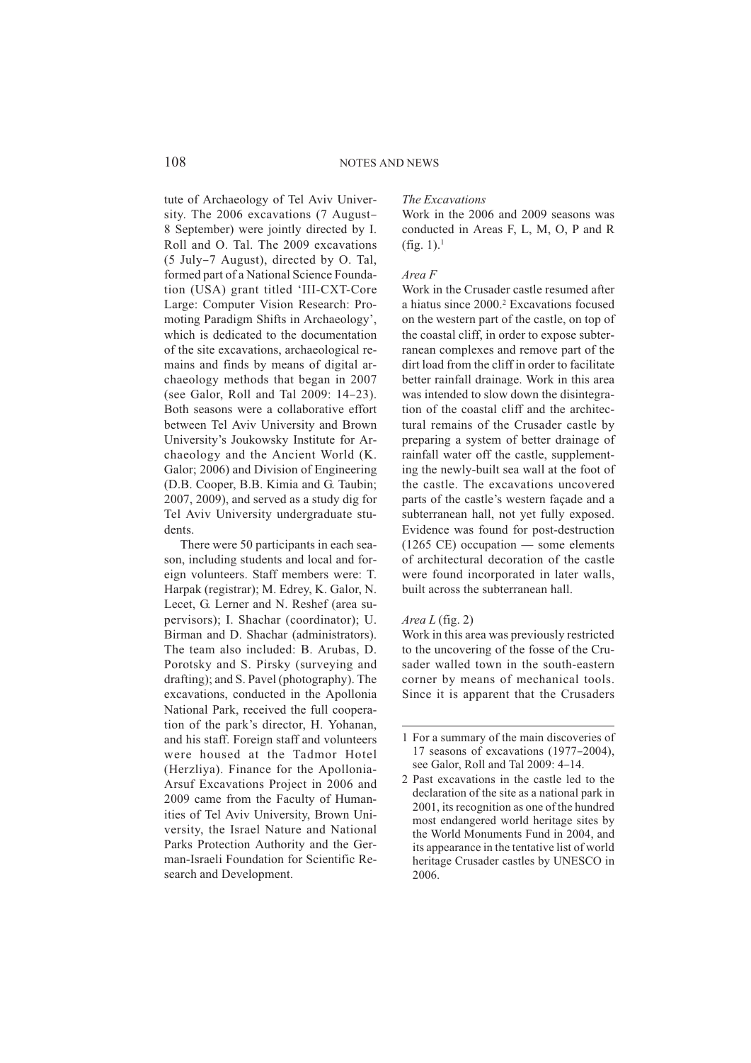tute of Archaeology of Tel Aviv University. The 2006 excavations (7 August–8 September) were jointly directed by I. Roll and O. Tal. The 2009 excavations (5 July–7 August), directed by O. Tal, formed part of a National Science Foundation (USA) grant titled 'III-CXT-Core Large: Computer Vision Research: Promoting Paradigm Shifts in Archaeology', which is dedicated to the documentation of the site excavations, archaeological remains and finds by means of digital archaeology methods that began in 2007 (see Galor, Roll and Tal 2009: 14–23). Both seasons were a collaborative effort between Tel Aviv University and Brown University's Joukowsky Institute for Archaeology and the Ancient World (K. Galor; 2006) and Division of Engineering (D.B. Cooper, B.B. Kimia and G. Taubin; 2007, 2009), and served as a study dig for Tel Aviv University undergraduate students.

There were 50 participants in each season, including students and local and foreign volunteers. Staff members were: T. Harpak (registrar); M. Edrey, K. Galor, N. Lecet, G. Lerner and N. Reshef (area supervisors); I. Shachar (coordinator); U. Birman and D. Shachar (administrators). The team also included: B. Arubas, D. Porotsky and S. Pirsky (surveying and drafting); and S. Pavel (photography). The excavations, conducted in the Apollonia National Park, received the full cooperation of the park's director, H. Yohanan, and his staff. Foreign staff and volunteers were housed at the Tadmor Hotel (Herzliya). Finance for the Apollonia-Arsuf Excavations Project in 2006 and 2009 came from the Faculty of Humanities of Tel Aviv University, Brown University, the Israel Nature and National Parks Protection Authority and the German-Israeli Foundation for Scientific Research and Development.

*The Excavations*

Work in the 2006 and 2009 seasons was conducted in Areas F, L, M, O, P and R (fig. 1).[1]

*Area F*

Work in the Crusader castle resumed after a hiatus since 2000.[2] Excavations focused on the western part of the castle, on top of the coastal cliff, in order to expose subterranean complexes and remove part of the dirt load from the cliff in order to facilitate better rainfall drainage. Work in this area was intended to slow down the disintegration of the coastal cliff and the architectural remains of the Crusader castle by preparing a system of better drainage of rainfall water off the castle, supplementing the newly-built sea wall at the foot of the castle. The excavations uncovered parts of the castle's western façade and a subterranean hall, not yet fully exposed. Evidence was found for post-destruction (1265 CE) occupation — some elements of architectural decoration of the castle were found incorporated in later walls, built across the subterranean hall.

*Area L* (fig. 2)

Work in this area was previously restricted to the uncovering of the fosse of the Crusader walled town in the south-eastern corner by means of mechanical tools. Since it is apparent that the Crusaders

---

1 For a summary of the main discoveries of 17 seasons of excavations (1977–2004), see Galor, Roll and Tal 2009: 4–14.

2 Past excavations in the castle led to the declaration of the site as a national park in 2001, its recognition as one of the hundred most endangered world heritage sites by the World Monuments Fund in 2004, and its appearance in the tentative list of world heritage Crusader castles by UNESCO in 2006.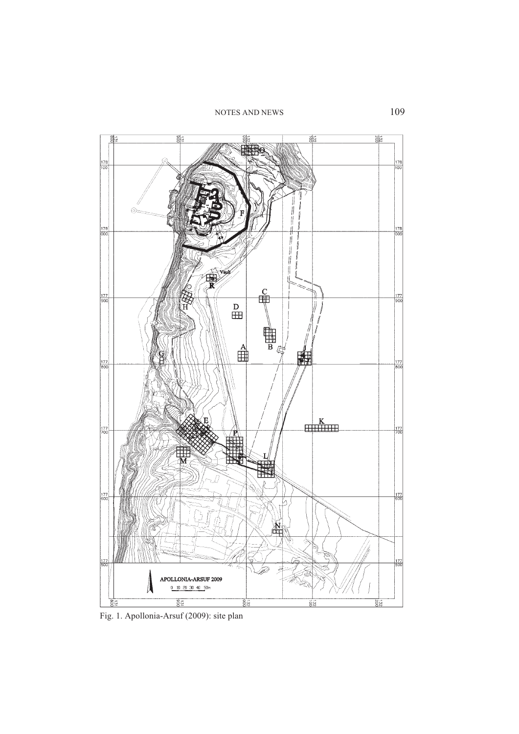Fig. 1. Apollonia-Arsuf (2009): site plan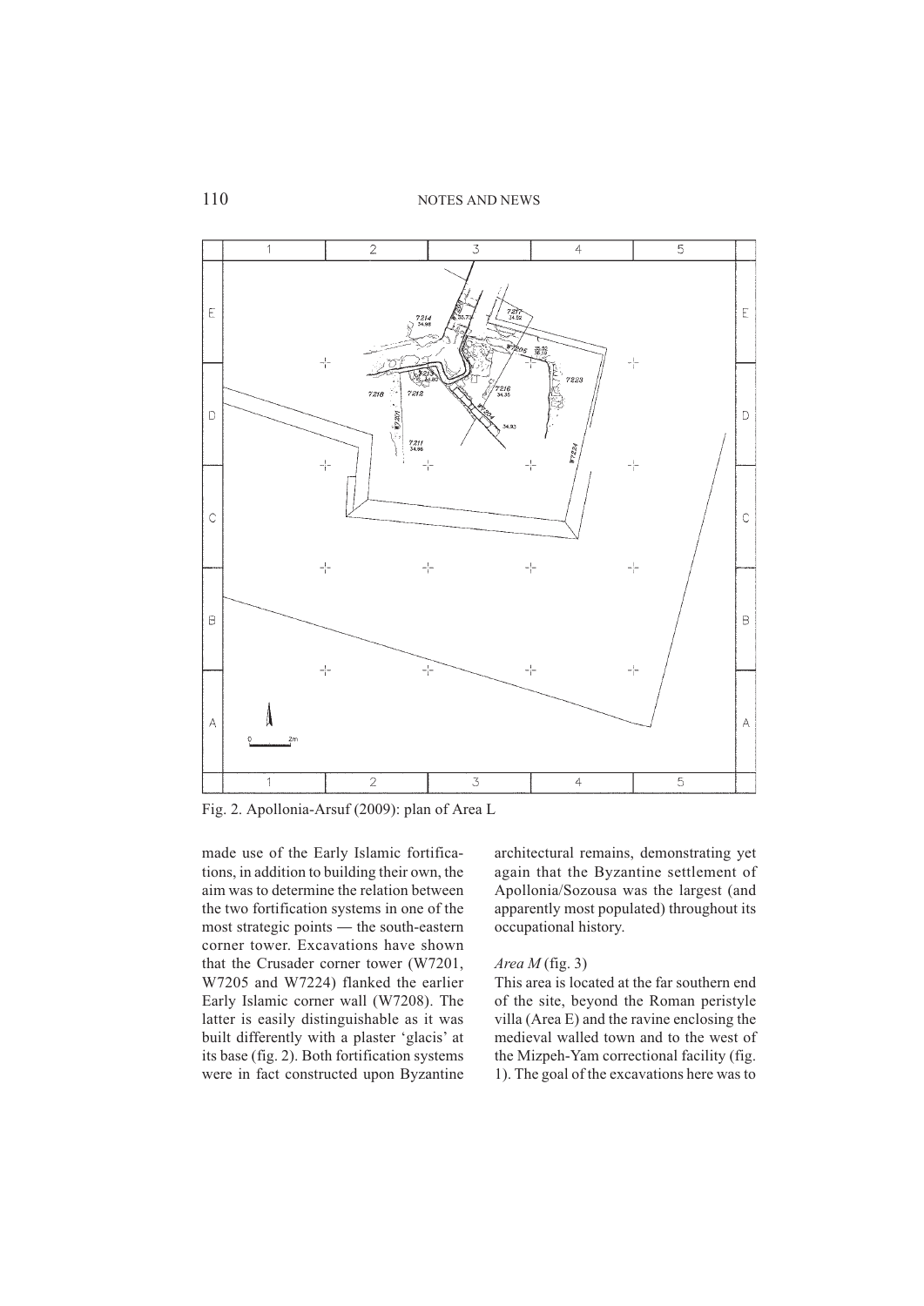Fig. 2. Apollonia-Arsuf (2009): plan of Area L

made use of the Early Islamic fortifications, in addition to building their own, the aim was to determine the relation between the two fortification systems in one of the most strategic points — the south-eastern corner tower. Excavations have shown that the Crusader corner tower (W7201, W7205 and W7224) flanked the earlier Early Islamic corner wall (W7208). The latter is easily distinguishable as it was built differently with a plaster 'glacis' at its base (fig. 2). Both fortification systems were in fact constructed upon Byzantine architectural remains, demonstrating yet again that the Byzantine settlement of Apollonia/Sozousa was the largest (and apparently most populated) throughout its occupational history.

*Area M* (fig. 3)

This area is located at the far southern end of the site, beyond the Roman peristyle villa (Area E) and the ravine enclosing the medieval walled town and to the west of the Mizpeh-Yam correctional facility (fig. 1). The goal of the excavations here was to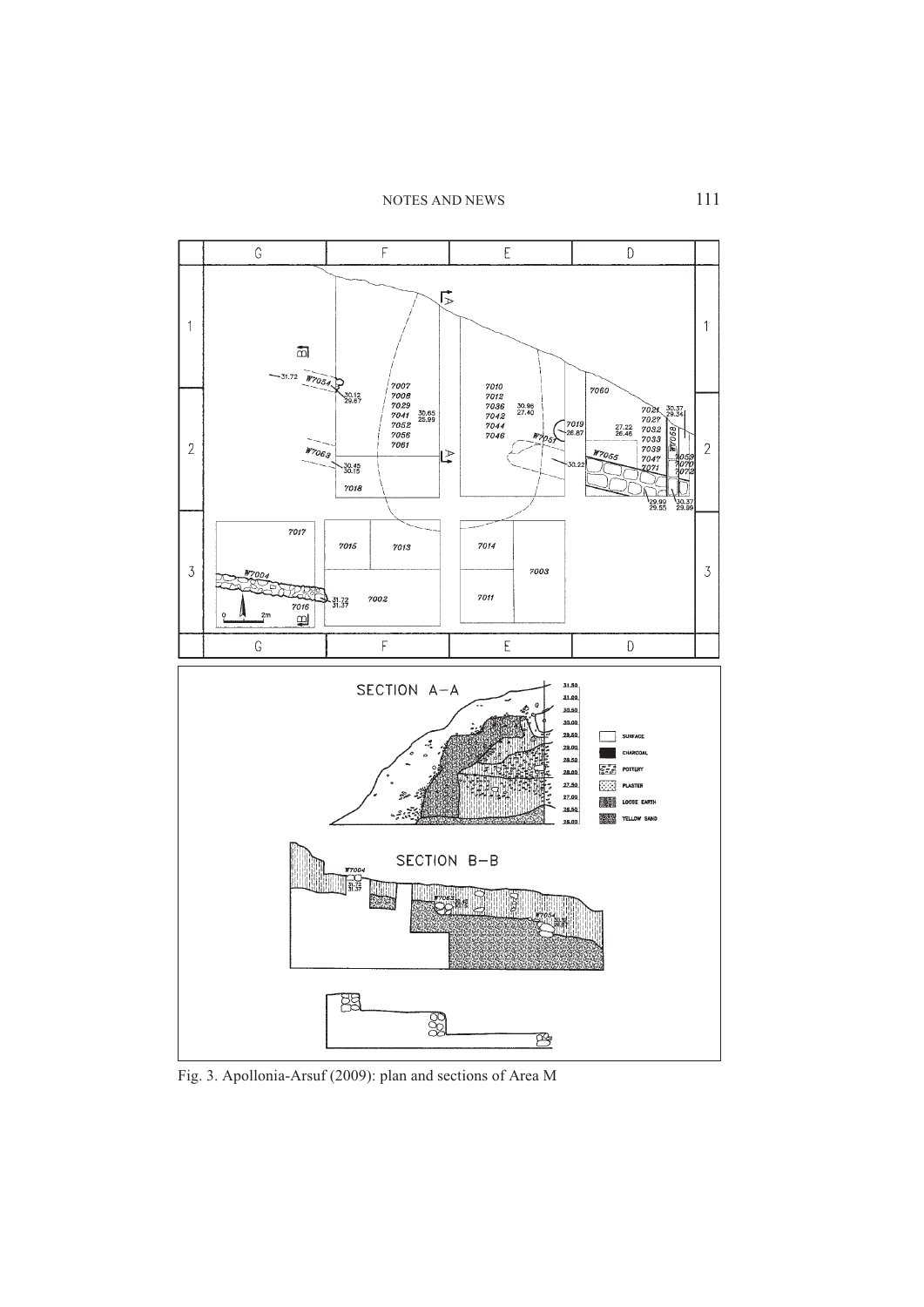Fig. 3. Apollonia-Arsuf (2009): plan and sections of Area M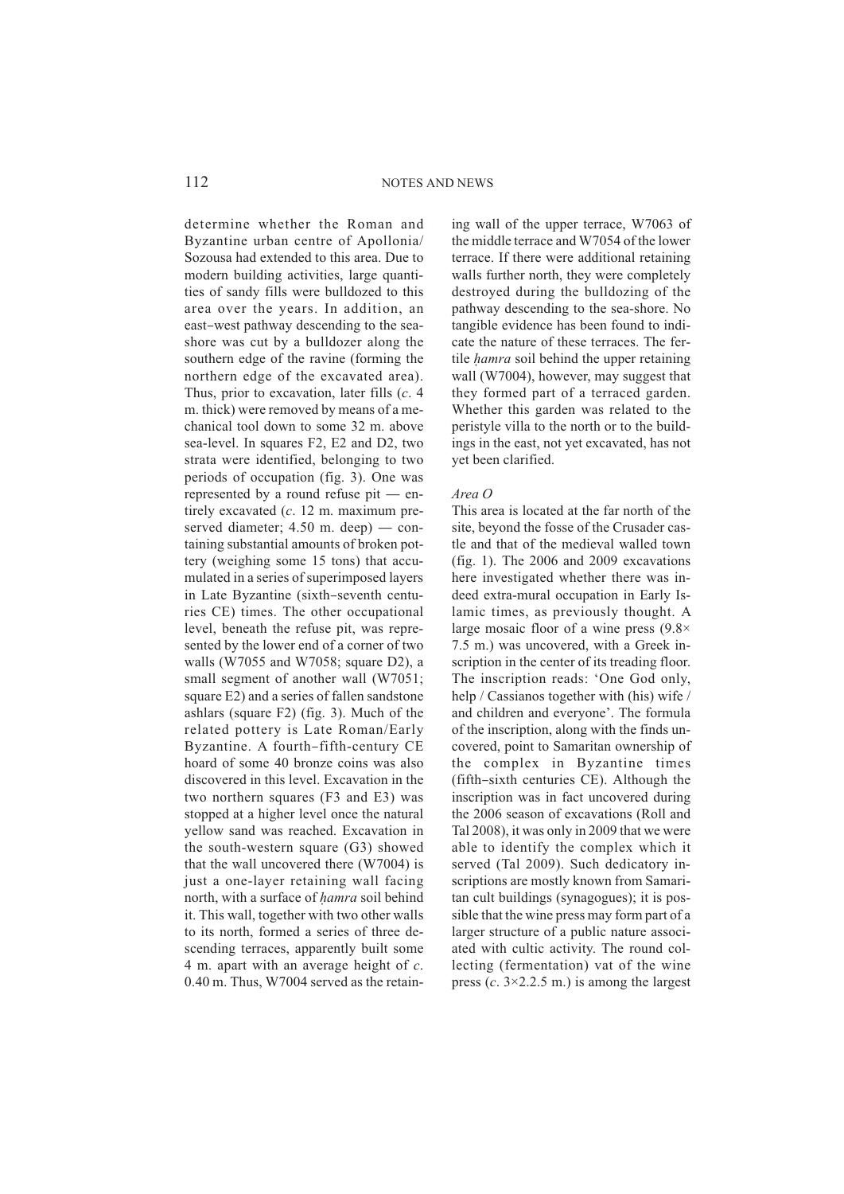determine whether the Roman and Byzantine urban centre of Apollonia/ Sozousa had extended to this area. Due to modern building activities, large quantities of sandy fills were bulldozed to this area over the years. In addition, an east–west pathway descending to the seashore was cut by a bulldozer along the southern edge of the ravine (forming the northern edge of the excavated area). Thus, prior to excavation, later fills (*c*. 4 m. thick) were removed by means of a mechanical tool down to some 32 m. above sea-level. In squares F2, E2 and D2, two strata were identified, belonging to two periods of occupation (fig. 3). One was represented by a round refuse pit — entirely excavated (*c*. 12 m. maximum preserved diameter; 4.50 m. deep) — containing substantial amounts of broken pottery (weighing some 15 tons) that accumulated in a series of superimposed layers in Late Byzantine (sixth–seventh centuries CE) times. The other occupational level, beneath the refuse pit, was represented by the lower end of a corner of two walls (W7055 and W7058; square D2), a small segment of another wall (W7051; square E2) and a series of fallen sandstone ashlars (square F2) (fig. 3). Much of the related pottery is Late Roman/Early Byzantine. A fourth–fifth-century CE hoard of some 40 bronze coins was also discovered in this level. Excavation in the two northern squares (F3 and E3) was stopped at a higher level once the natural yellow sand was reached. Excavation in the south-western square (G3) showed that the wall uncovered there (W7004) is just a one-layer retaining wall facing north, with a surface of *ḥamra* soil behind it. This wall, together with two other walls to its north, formed a series of three descending terraces, apparently built some 4 m. apart with an average height of *c*. 0.40 m. Thus, W7004 served as the retaining wall of the upper terrace, W7063 of the middle terrace and W7054 of the lower terrace. If there were additional retaining walls further north, they were completely destroyed during the bulldozing of the pathway descending to the sea-shore. No tangible evidence has been found to indicate the nature of these terraces. The fertile *ḥamra* soil behind the upper retaining wall (W7004), however, may suggest that they formed part of a terraced garden. Whether this garden was related to the peristyle villa to the north or to the buildings in the east, not yet excavated, has not yet been clarified.

*Area O*

This area is located at the far north of the site, beyond the fosse of the Crusader castle and that of the medieval walled town (fig. 1). The 2006 and 2009 excavations here investigated whether there was indeed extra-mural occupation in Early Islamic times, as previously thought. A large mosaic floor of a wine press (9.8× 7.5 m.) was uncovered, with a Greek inscription in the center of its treading floor. The inscription reads: 'One God only, help / Cassianos together with (his) wife / and children and everyone'. The formula of the inscription, along with the finds uncovered, point to Samaritan ownership of the complex in Byzantine times (fifth–sixth centuries CE). Although the inscription was in fact uncovered during the 2006 season of excavations (Roll and Tal 2008), it was only in 2009 that we were able to identify the complex which it served (Tal 2009). Such dedicatory inscriptions are mostly known from Samaritan cult buildings (synagogues); it is possible that the wine press may form part of a larger structure of a public nature associated with cultic activity. The round collecting (fermentation) vat of the wine press (*c*. 3×2.2.5 m.) is among the largest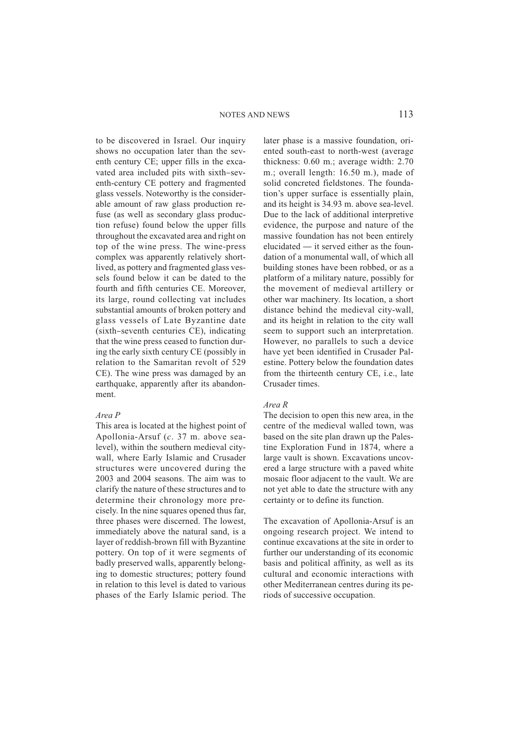to be discovered in Israel. Our inquiry shows no occupation later than the seventh century CE; upper fills in the excavated area included pits with sixth–seventh-century CE pottery and fragmented glass vessels. Noteworthy is the considerable amount of raw glass production refuse (as well as secondary glass production refuse) found below the upper fills throughout the excavated area and right on top of the wine press. The wine-press complex was apparently relatively short-lived, as pottery and fragmented glass vessels found below it can be dated to the fourth and fifth centuries CE. Moreover, its large, round collecting vat includes substantial amounts of broken pottery and glass vessels of Late Byzantine date (sixth–seventh centuries CE), indicating that the wine press ceased to function during the early sixth century CE (possibly in relation to the Samaritan revolt of 529 CE). The wine press was damaged by an earthquake, apparently after its abandonment.

*Area P*

This area is located at the highest point of Apollonia-Arsuf (*c*. 37 m. above sea-level), within the southern medieval city-wall, where Early Islamic and Crusader structures were uncovered during the 2003 and 2004 seasons. The aim was to clarify the nature of these structures and to determine their chronology more precisely. In the nine squares opened thus far, three phases were discerned. The lowest, immediately above the natural sand, is a layer of reddish-brown fill with Byzantine pottery. On top of it were segments of badly preserved walls, apparently belonging to domestic structures; pottery found in relation to this level is dated to various phases of the Early Islamic period. The later phase is a massive foundation, oriented south-east to north-west (average thickness: 0.60 m.; average width: 2.70 m.; overall length: 16.50 m.), made of solid concreted fieldstones. The foundation's upper surface is essentially plain, and its height is 34.93 m. above sea-level. Due to the lack of additional interpretive evidence, the purpose and nature of the massive foundation has not been entirely elucidated — it served either as the foundation of a monumental wall, of which all building stones have been robbed, or as a platform of a military nature, possibly for the movement of medieval artillery or other war machinery. Its location, a short distance behind the medieval city-wall, and its height in relation to the city wall seem to support such an interpretation. However, no parallels to such a device have yet been identified in Crusader Palestine. Pottery below the foundation dates from the thirteenth century CE, i.e., late Crusader times.

*Area R*

The decision to open this new area, in the centre of the medieval walled town, was based on the site plan drawn up the Palestine Exploration Fund in 1874, where a large vault is shown. Excavations uncovered a large structure with a paved white mosaic floor adjacent to the vault. We are not yet able to date the structure with any certainty or to define its function.

The excavation of Apollonia-Arsuf is an ongoing research project. We intend to continue excavations at the site in order to further our understanding of its economic basis and political affinity, as well as its cultural and economic interactions with other Mediterranean centres during its periods of successive occupation.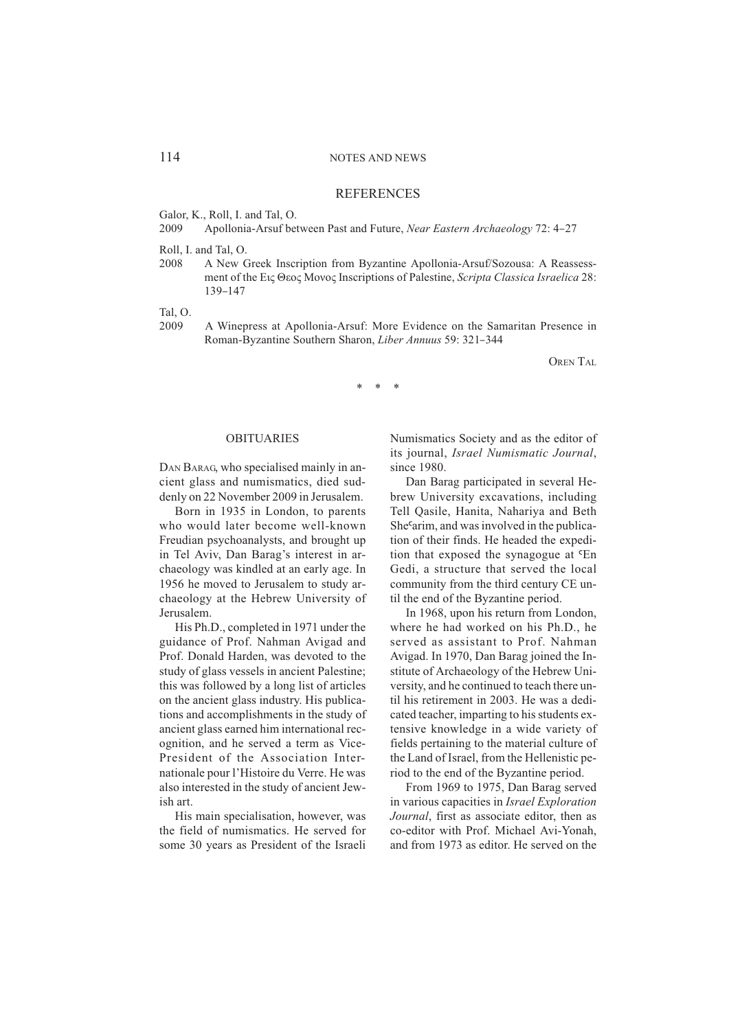## REFERENCES

Galor, K., Roll, I. and Tal, O.

2009 Apollonia-Arsuf between Past and Future, *Near Eastern Archaeology* 72: 4–27

Roll, I. and Tal, O.

2008 A New Greek Inscription from Byzantine Apollonia-Arsuf/Sozousa: A Reassessment of the Εις Θεος Μονος Inscriptions of Palestine, *Scripta Classica Israelica* 28: 139–147

Tal, O.

2009 A Winepress at Apollonia-Arsuf: More Evidence on the Samaritan Presence in Roman-Byzantine Southern Sharon, *Liber Annuus* 59: 321–344

Oren Tal

\* \* \*

## OBITUARIES

Dan Barag, who specialised mainly in ancient glass and numismatics, died suddenly on 22 November 2009 in Jerusalem.

Born in 1935 in London, to parents who would later become well-known Freudian psychoanalysts, and brought up in Tel Aviv, Dan Barag's interest in archaeology was kindled at an early age. In 1956 he moved to Jerusalem to study archaeology at the Hebrew University of Jerusalem.

His Ph.D., completed in 1971 under the guidance of Prof. Nahman Avigad and Prof. Donald Harden, was devoted to the study of glass vessels in ancient Palestine; this was followed by a long list of articles on the ancient glass industry. His publications and accomplishments in the study of ancient glass earned him international recognition, and he served a term as Vice-President of the Association Internationale pour l'Histoire du Verre. He was also interested in the study of ancient Jewish art.

His main specialisation, however, was the field of numismatics. He served for some 30 years as President of the Israeli Numismatics Society and as the editor of its journal, *Israel Numismatic Journal*, since 1980.

Dan Barag participated in several Hebrew University excavations, including Tell Qasile, Hanita, Nahariya and Beth Sheʿarim, and was involved in the publication of their finds. He headed the expedition that exposed the synagogue at ʿEn Gedi, a structure that served the local community from the third century CE until the end of the Byzantine period.

In 1968, upon his return from London, where he had worked on his Ph.D., he served as assistant to Prof. Nahman Avigad. In 1970, Dan Barag joined the Institute of Archaeology of the Hebrew University, and he continued to teach there until his retirement in 2003. He was a dedicated teacher, imparting to his students extensive knowledge in a wide variety of fields pertaining to the material culture of the Land of Israel, from the Hellenistic period to the end of the Byzantine period.

From 1969 to 1975, Dan Barag served in various capacities in *Israel Exploration Journal*, first as associate editor, then as co-editor with Prof. Michael Avi-Yonah, and from 1973 as editor. He served on the